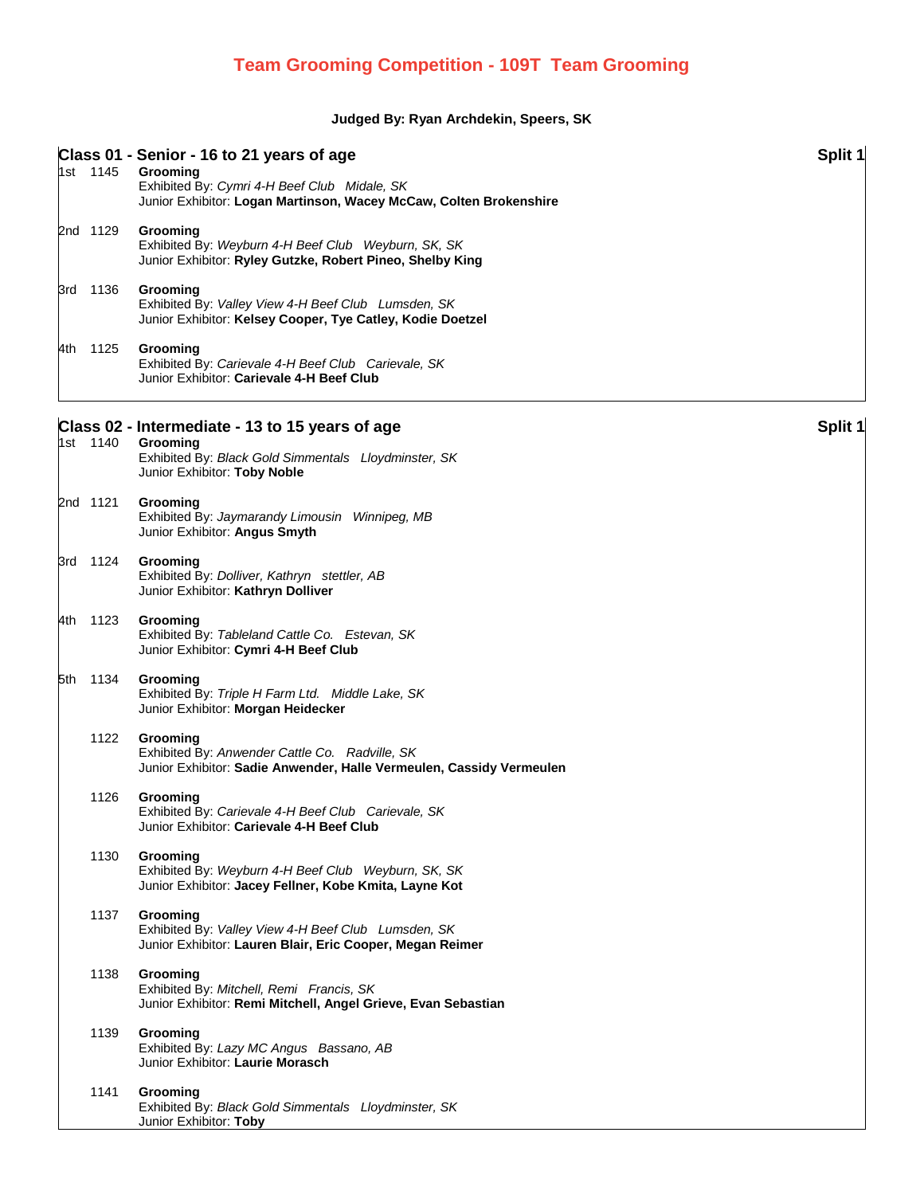# Team Grooming Competition - 109T Team Grooming

**Judged By: Ryan Archdekin, Speers, SK**

## Class 01 - Senior - 16 to 21 years of age

**Split 1**

1st 1145 **Grooming**
Exhibited By: *Cymri 4-H Beef Club Midale, SK*
Junior Exhibitor: **Logan Martinson, Wacey McCaw, Colten Brokenshire**

2nd 1129 **Grooming**
Exhibited By: *Weyburn 4-H Beef Club Weyburn, SK, SK*
Junior Exhibitor: **Ryley Gutzke, Robert Pineo, Shelby King**

3rd 1136 **Grooming**
Exhibited By: *Valley View 4-H Beef Club Lumsden, SK*
Junior Exhibitor: **Kelsey Cooper, Tye Catley, Kodie Doetzel**

4th 1125 **Grooming**
Exhibited By: *Carievale 4-H Beef Club Carievale, SK*
Junior Exhibitor: **Carievale 4-H Beef Club**

## Class 02 - Intermediate - 13 to 15 years of age

**Split 1**

1st 1140 **Grooming**
Exhibited By: *Black Gold Simmentals Lloydminster, SK*
Junior Exhibitor: **Toby Noble**

2nd 1121 **Grooming**
Exhibited By: *Jaymarandy Limousin Winnipeg, MB*
Junior Exhibitor: **Angus Smyth**

3rd 1124 **Grooming**
Exhibited By: *Dolliver, Kathryn stettler, AB*
Junior Exhibitor: **Kathryn Dolliver**

4th 1123 **Grooming**
Exhibited By: *Tableland Cattle Co. Estevan, SK*
Junior Exhibitor: **Cymri 4-H Beef Club**

5th 1134 **Grooming**
Exhibited By: *Triple H Farm Ltd. Middle Lake, SK*
Junior Exhibitor: **Morgan Heidecker**

1122 **Grooming**
Exhibited By: *Anwender Cattle Co. Radville, SK*
Junior Exhibitor: **Sadie Anwender, Halle Vermeulen, Cassidy Vermeulen**

1126 **Grooming**
Exhibited By: *Carievale 4-H Beef Club Carievale, SK*
Junior Exhibitor: **Carievale 4-H Beef Club**

1130 **Grooming**
Exhibited By: *Weyburn 4-H Beef Club Weyburn, SK, SK*
Junior Exhibitor: **Jacey Fellner, Kobe Kmita, Layne Kot**

1137 **Grooming**
Exhibited By: *Valley View 4-H Beef Club Lumsden, SK*
Junior Exhibitor: **Lauren Blair, Eric Cooper, Megan Reimer**

1138 **Grooming**
Exhibited By: *Mitchell, Remi Francis, SK*
Junior Exhibitor: **Remi Mitchell, Angel Grieve, Evan Sebastian**

1139 **Grooming**
Exhibited By: *Lazy MC Angus Bassano, AB*
Junior Exhibitor: **Laurie Morasch**

1141 **Grooming**
Exhibited By: *Black Gold Simmentals Lloydminster, SK*
Junior Exhibitor: **Toby**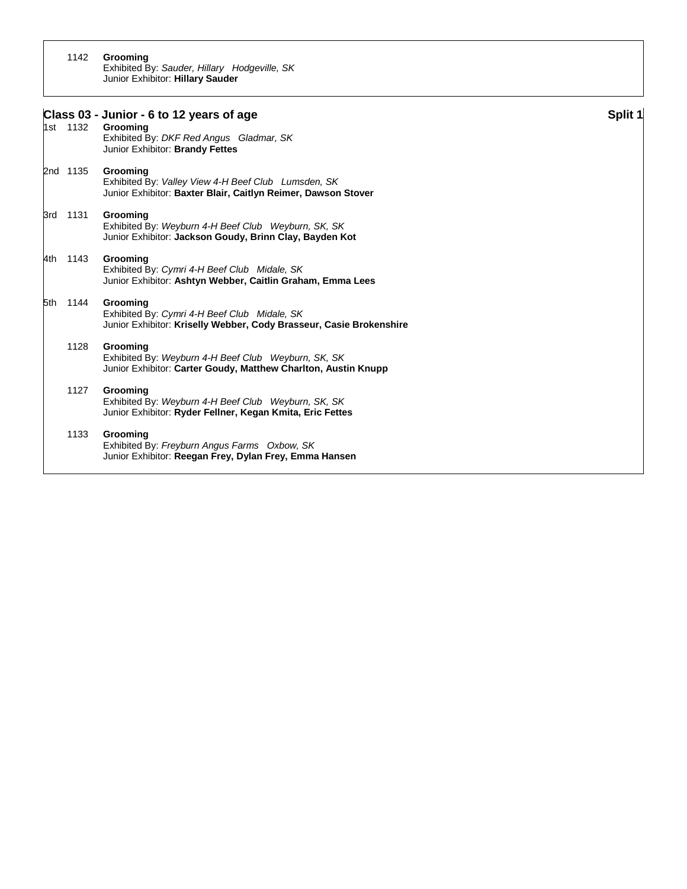1142 **Grooming**
Exhibited By: *Sauder, Hillary   Hodgeville, SK*
Junior Exhibitor: **Hillary Sauder**

## Class 03 - Junior - 6 to 12 years of age — Split 1

1st 1132 **Grooming**
Exhibited By: *DKF Red Angus   Gladmar, SK*
Junior Exhibitor: **Brandy Fettes**

2nd 1135 **Grooming**
Exhibited By: *Valley View 4-H Beef Club   Lumsden, SK*
Junior Exhibitor: **Baxter Blair, Caitlyn Reimer, Dawson Stover**

3rd 1131 **Grooming**
Exhibited By: *Weyburn 4-H Beef Club   Weyburn, SK, SK*
Junior Exhibitor: **Jackson Goudy, Brinn Clay, Bayden Kot**

4th 1143 **Grooming**
Exhibited By: *Cymri 4-H Beef Club   Midale, SK*
Junior Exhibitor: **Ashtyn Webber, Caitlin Graham, Emma Lees**

5th 1144 **Grooming**
Exhibited By: *Cymri 4-H Beef Club   Midale, SK*
Junior Exhibitor: **Kriselly Webber, Cody Brasseur, Casie Brokenshire**

1128 **Grooming**
Exhibited By: *Weyburn 4-H Beef Club   Weyburn, SK, SK*
Junior Exhibitor: **Carter Goudy, Matthew Charlton, Austin Knupp**

1127 **Grooming**
Exhibited By: *Weyburn 4-H Beef Club   Weyburn, SK, SK*
Junior Exhibitor: **Ryder Fellner, Kegan Kmita, Eric Fettes**

1133 **Grooming**
Exhibited By: *Freyburn Angus Farms   Oxbow, SK*
Junior Exhibitor: **Reegan Frey, Dylan Frey, Emma Hansen**